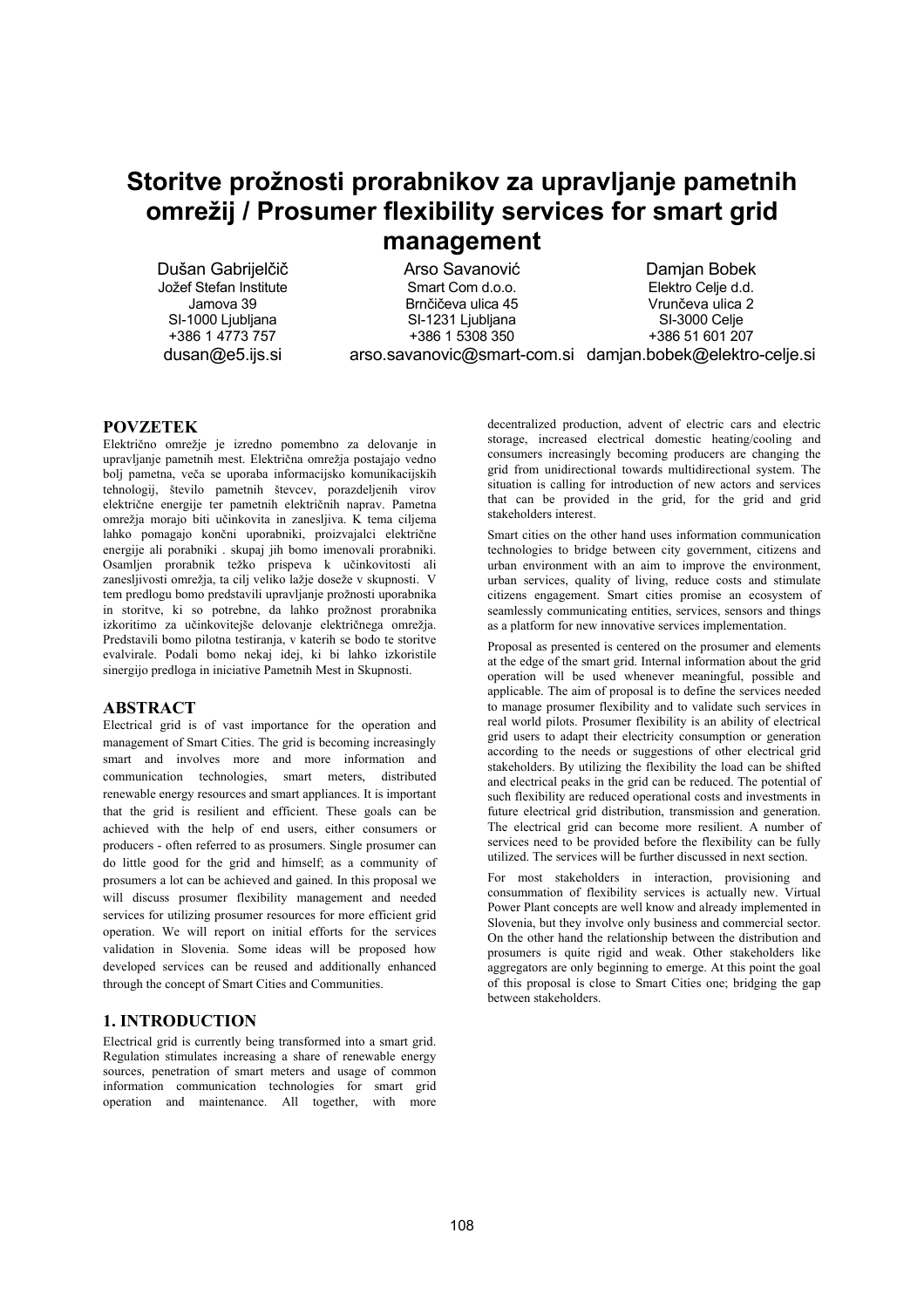# Storitve prožnosti prorabnikov za upravljanje pametnih omrežij / Prosumer flexibility services for smart grid management

Dušan Gabrijelčič
Jožef Stefan Institute
Jamova 39
SI-1000 Ljubljana
+386 1 4773 757
dusan@e5.ijs.si

Arso Savanović
Smart Com d.o.o.
Brnčičeva ulica 45
SI-1231 Ljubljana
+386 1 5308 350
arso.savanovic@smart-com.si

Damjan Bobek
Elektro Celje d.d.
Vrunčeva ulica 2
SI-3000 Celje
+386 51 601 207
damjan.bobek@elektro-celje.si

## POVZETEK

Električno omrežje je izredno pomembno za delovanje in upravljanje pametnih mest. Električna omrežja postajajo vedno bolj pametna, veča se uporaba informacijsko komunikacijskih tehnologij, število pametnih števcev, porazdeljenih virov električne energije ter pametnih električnih naprav. Pametna omrežja morajo biti učinkovita in zanesljiva. K tema ciljema lahko pomagajo končni uporabniki, proizvajalci električne energije ali porabniki . skupaj jih bomo imenovali prorabniki. Osamljen prorabnik težko prispeva k učinkovitosti ali zanesljivosti omrežja, ta cilj veliko lažje doseže v skupnosti. V tem predlogu bomo predstavili upravljanje prožnosti uporabnika in storitve, ki so potrebne, da lahko prožnost prorabnika izkoritimo za učinkovitejše delovanje električnega omrežja. Predstavili bomo pilotna testiranja, v katerih se bodo te storitve evalvirale. Podali bomo nekaj idej, ki bi lahko izkoristile sinergijo predloga in iniciative Pametnih Mest in Skupnosti.

## ABSTRACT

Electrical grid is of vast importance for the operation and management of Smart Cities. The grid is becoming increasingly smart and involves more and more information and communication technologies, smart meters, distributed renewable energy resources and smart appliances. It is important that the grid is resilient and efficient. These goals can be achieved with the help of end users, either consumers or producers - often referred to as prosumers. Single prosumer can do little good for the grid and himself; as a community of prosumers a lot can be achieved and gained. In this proposal we will discuss prosumer flexibility management and needed services for utilizing prosumer resources for more efficient grid operation. We will report on initial efforts for the services validation in Slovenia. Some ideas will be proposed how developed services can be reused and additionally enhanced through the concept of Smart Cities and Communities.

## 1. INTRODUCTION

Electrical grid is currently being transformed into a smart grid. Regulation stimulates increasing a share of renewable energy sources, penetration of smart meters and usage of common information communication technologies for smart grid operation and maintenance. All together, with more decentralized production, advent of electric cars and electric storage, increased electrical domestic heating/cooling and consumers increasingly becoming producers are changing the grid from unidirectional towards multidirectional system. The situation is calling for introduction of new actors and services that can be provided in the grid, for the grid and grid stakeholders interest.

Smart cities on the other hand uses information communication technologies to bridge between city government, citizens and urban environment with an aim to improve the environment, urban services, quality of living, reduce costs and stimulate citizens engagement. Smart cities promise an ecosystem of seamlessly communicating entities, services, sensors and things as a platform for new innovative services implementation.

Proposal as presented is centered on the prosumer and elements at the edge of the smart grid. Internal information about the grid operation will be used whenever meaningful, possible and applicable. The aim of proposal is to define the services needed to manage prosumer flexibility and to validate such services in real world pilots. Prosumer flexibility is an ability of electrical grid users to adapt their electricity consumption or generation according to the needs or suggestions of other electrical grid stakeholders. By utilizing the flexibility the load can be shifted and electrical peaks in the grid can be reduced. The potential of such flexibility are reduced operational costs and investments in future electrical grid distribution, transmission and generation. The electrical grid can become more resilient. A number of services need to be provided before the flexibility can be fully utilized. The services will be further discussed in next section.

For most stakeholders in interaction, provisioning and consummation of flexibility services is actually new. Virtual Power Plant concepts are well know and already implemented in Slovenia, but they involve only business and commercial sector. On the other hand the relationship between the distribution and prosumers is quite rigid and weak. Other stakeholders like aggregators are only beginning to emerge. At this point the goal of this proposal is close to Smart Cities one; bridging the gap between stakeholders.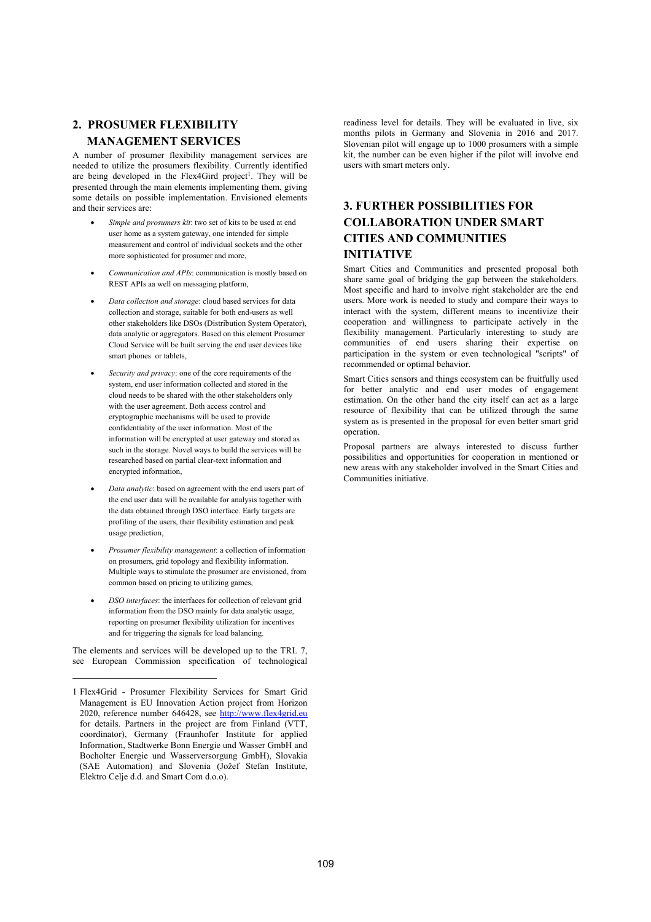## 2. PROSUMER FLEXIBILITY MANAGEMENT SERVICES

A number of prosumer flexibility management services are needed to utilize the prosumers flexibility. Currently identified are being developed in the Flex4Gird project[1]. They will be presented through the main elements implementing them, giving some details on possible implementation. Envisioned elements and their services are:

- *Simple and prosumers kit*: two set of kits to be used at end user home as a system gateway, one intended for simple measurement and control of individual sockets and the other more sophisticated for prosumer and more,
- *Communication and APIs*: communication is mostly based on REST APIs aa well on messaging platform,
- *Data collection and storage*: cloud based services for data collection and storage, suitable for both end-users as well other stakeholders like DSOs (Distribution System Operator), data analytic or aggregators. Based on this element Prosumer Cloud Service will be built serving the end user devices like smart phones or tablets,
- *Security and privacy*: one of the core requirements of the system, end user information collected and stored in the cloud needs to be shared with the other stakeholders only with the user agreement. Both access control and cryptographic mechanisms will be used to provide confidentiality of the user information. Most of the information will be encrypted at user gateway and stored as such in the storage. Novel ways to build the services will be researched based on partial clear-text information and encrypted information,
- *Data analytic*: based on agreement with the end users part of the end user data will be available for analysis together with the data obtained through DSO interface. Early targets are profiling of the users, their flexibility estimation and peak usage prediction,
- *Prosumer flexibility management*: a collection of information on prosumers, grid topology and flexibility information. Multiple ways to stimulate the prosumer are envisioned, from common based on pricing to utilizing games,
- *DSO interfaces*: the interfaces for collection of relevant grid information from the DSO mainly for data analytic usage, reporting on prosumer flexibility utilization for incentives and for triggering the signals for load balancing.

The elements and services will be developed up to the TRL 7, see European Commission specification of technological readiness level for details. They will be evaluated in live, six months pilots in Germany and Slovenia in 2016 and 2017. Slovenian pilot will engage up to 1000 prosumers with a simple kit, the number can be even higher if the pilot will involve end users with smart meters only.

## 3. FURTHER POSSIBILITIES FOR COLLABORATION UNDER SMART CITIES AND COMMUNITIES INITIATIVE

Smart Cities and Communities and presented proposal both share same goal of bridging the gap between the stakeholders. Most specific and hard to involve right stakeholder are the end users. More work is needed to study and compare their ways to interact with the system, different means to incentivize their cooperation and willingness to participate actively in the flexibility management. Particularly interesting to study are communities of end users sharing their expertise on participation in the system or even technological "scripts" of recommended or optimal behavior.

Smart Cities sensors and things ecosystem can be fruitfully used for better analytic and end user modes of engagement estimation. On the other hand the city itself can act as a large resource of flexibility that can be utilized through the same system as is presented in the proposal for even better smart grid operation.

Proposal partners are always interested to discuss further possibilities and opportunities for cooperation in mentioned or new areas with any stakeholder involved in the Smart Cities and Communities initiative.

---

1 Flex4Grid - Prosumer Flexibility Services for Smart Grid Management is EU Innovation Action project from Horizon 2020, reference number 646428, see http://www.flex4grid.eu for details. Partners in the project are from Finland (VTT, coordinator), Germany (Fraunhofer Institute for applied Information, Stadtwerke Bonn Energie und Wasser GmbH and Bocholter Energie und Wasserversorgung GmbH), Slovakia (SAE Automation) and Slovenia (Jožef Stefan Institute, Elektro Celje d.d. and Smart Com d.o.o).